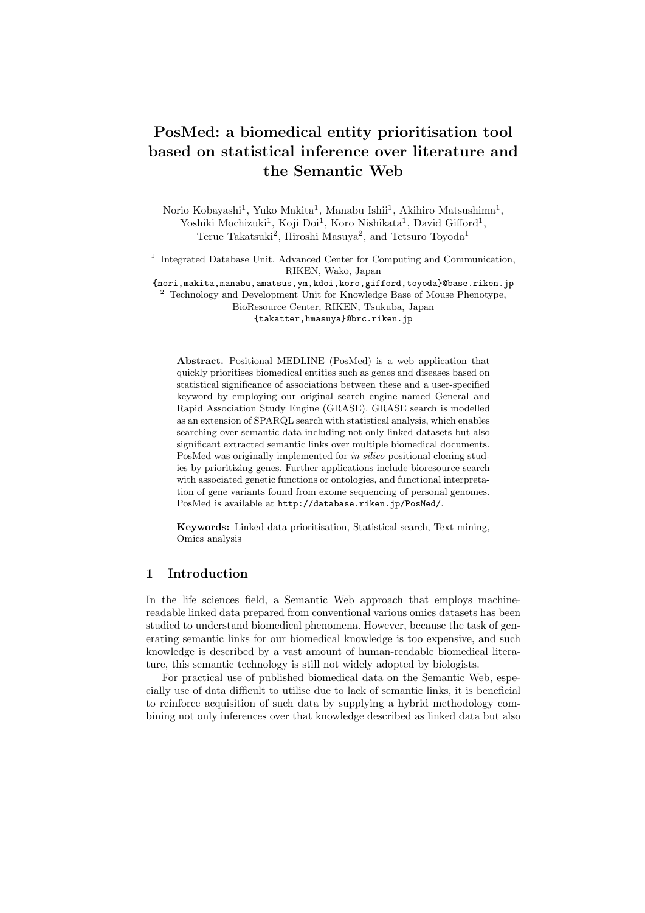# PosMed: a biomedical entity prioritisation tool based on statistical inference over literature and the Semantic Web

Norio Kobayashi[1], Yuko Makita[1], Manabu Ishii[1], Akihiro Matsushima[1], Yoshiki Mochizuki[1], Koji Doi[1], Koro Nishikata[1], David Gifford[1], Terue Takatsuki[2], Hiroshi Masuya[2], and Tetsuro Toyoda[1]

[1] Integrated Database Unit, Advanced Center for Computing and Communication, RIKEN, Wako, Japan
{nori,makita,manabu,amatsus,ym,kdoi,koro,gifford,toyoda}@base.riken.jp

[2] Technology and Development Unit for Knowledge Base of Mouse Phenotype, BioResource Center, RIKEN, Tsukuba, Japan
{takatter,hmasuya}@brc.riken.jp

**Abstract.** Positional MEDLINE (PosMed) is a web application that quickly prioritises biomedical entities such as genes and diseases based on statistical significance of associations between these and a user-specified keyword by employing our original search engine named General and Rapid Association Study Engine (GRASE). GRASE search is modelled as an extension of SPARQL search with statistical analysis, which enables searching over semantic data including not only linked datasets but also significant extracted semantic links over multiple biomedical documents. PosMed was originally implemented for *in silico* positional cloning studies by prioritizing genes. Further applications include bioresource search with associated genetic functions or ontologies, and functional interpretation of gene variants found from exome sequencing of personal genomes. PosMed is available at `http://database.riken.jp/PosMed/`.

**Keywords:** Linked data prioritisation, Statistical search, Text mining, Omics analysis

## 1 Introduction

In the life sciences field, a Semantic Web approach that employs machine-readable linked data prepared from conventional various omics datasets has been studied to understand biomedical phenomena. However, because the task of generating semantic links for our biomedical knowledge is too expensive, and such knowledge is described by a vast amount of human-readable biomedical literature, this semantic technology is still not widely adopted by biologists.

For practical use of published biomedical data on the Semantic Web, especially use of data difficult to utilise due to lack of semantic links, it is beneficial to reinforce acquisition of such data by supplying a hybrid methodology combining not only inferences over that knowledge described as linked data but also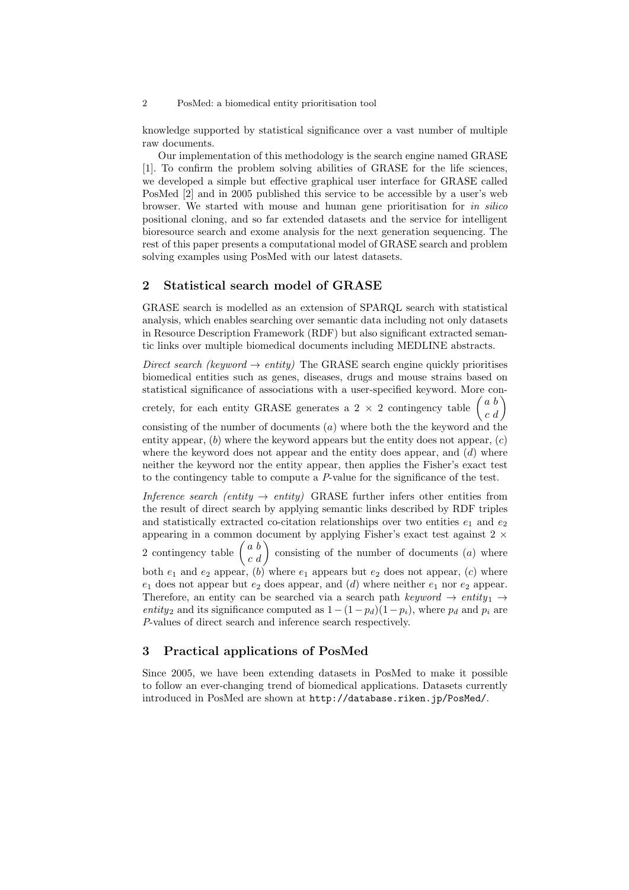knowledge supported by statistical significance over a vast number of multiple raw documents.

Our implementation of this methodology is the search engine named GRASE [1]. To confirm the problem solving abilities of GRASE for the life sciences, we developed a simple but effective graphical user interface for GRASE called PosMed [2] and in 2005 published this service to be accessible by a user's web browser. We started with mouse and human gene prioritisation for *in silico* positional cloning, and so far extended datasets and the service for intelligent bioresource search and exome analysis for the next generation sequencing. The rest of this paper presents a computational model of GRASE search and problem solving examples using PosMed with our latest datasets.

## 2 Statistical search model of GRASE

GRASE search is modelled as an extension of SPARQL search with statistical analysis, which enables searching over semantic data including not only datasets in Resource Description Framework (RDF) but also significant extracted semantic links over multiple biomedical documents including MEDLINE abstracts.

*Direct search (keyword $\rightarrow$ entity)* The GRASE search engine quickly prioritises biomedical entities such as genes, diseases, drugs and mouse strains based on statistical significance of associations with a user-specified keyword. More concretely, for each entity GRASE generates a $2 \times 2$ contingency table $\begin{pmatrix} a & b \\ c & d \end{pmatrix}$ consisting of the number of documents ($a$) where both the the keyword and the entity appear, ($b$) where the keyword appears but the entity does not appear, ($c$) where the keyword does not appear and the entity does appear, and ($d$) where neither the keyword nor the entity appear, then applies the Fisher's exact test to the contingency table to compute a $P$-value for the significance of the test.

*Inference search (entity $\rightarrow$ entity)* GRASE further infers other entities from the result of direct search by applying semantic links described by RDF triples and statistically extracted co-citation relationships over two entities $e_1$ and $e_2$ appearing in a common document by applying Fisher's exact test against $2 \times 2$ contingency table $\begin{pmatrix} a & b \\ c & d \end{pmatrix}$ consisting of the number of documents ($a$) where both $e_1$ and $e_2$ appear, ($b$) where $e_1$ appears but $e_2$ does not appear, ($c$) where $e_1$ does not appear but $e_2$ does appear, and ($d$) where neither $e_1$ nor $e_2$ appear. Therefore, an entity can be searched via a search path *keyword* $\rightarrow$ *entity*$_1$ $\rightarrow$ *entity*$_2$ and its significance computed as $1 - (1 - p_d)(1 - p_i)$, where $p_d$ and $p_i$ are $P$-values of direct search and inference search respectively.

## 3 Practical applications of PosMed

Since 2005, we have been extending datasets in PosMed to make it possible to follow an ever-changing trend of biomedical applications. Datasets currently introduced in PosMed are shown at `http://database.riken.jp/PosMed/`.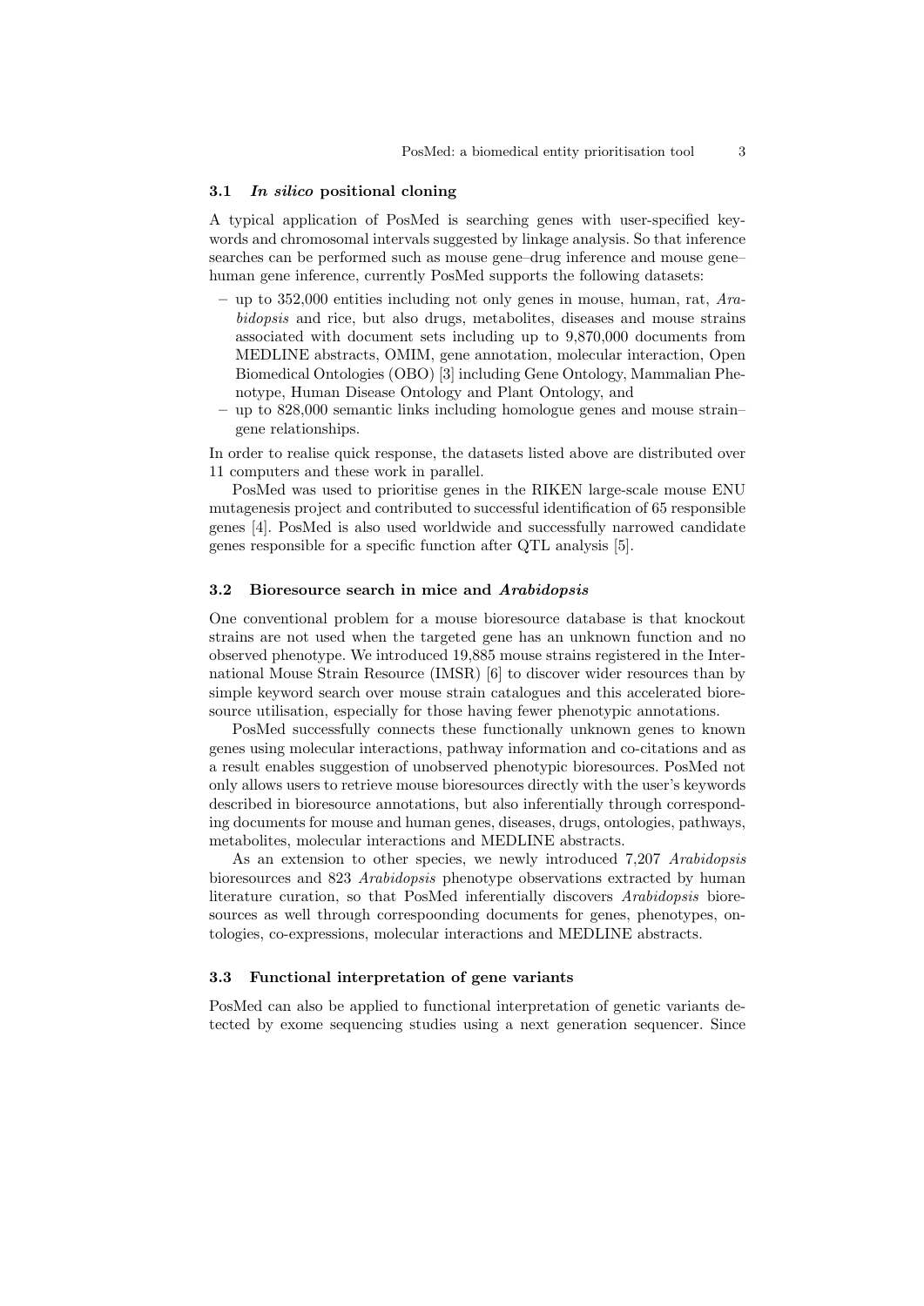### 3.1 *In silico* positional cloning

A typical application of PosMed is searching genes with user-specified keywords and chromosomal intervals suggested by linkage analysis. So that inference searches can be performed such as mouse gene–drug inference and mouse gene–human gene inference, currently PosMed supports the following datasets:

- up to 352,000 entities including not only genes in mouse, human, rat, *Arabidopsis* and rice, but also drugs, metabolites, diseases and mouse strains associated with document sets including up to 9,870,000 documents from MEDLINE abstracts, OMIM, gene annotation, molecular interaction, Open Biomedical Ontologies (OBO) [3] including Gene Ontology, Mammalian Phenotype, Human Disease Ontology and Plant Ontology, and
- up to 828,000 semantic links including homologue genes and mouse strain–gene relationships.

In order to realise quick response, the datasets listed above are distributed over 11 computers and these work in parallel.

PosMed was used to prioritise genes in the RIKEN large-scale mouse ENU mutagenesis project and contributed to successful identification of 65 responsible genes [4]. PosMed is also used worldwide and successfully narrowed candidate genes responsible for a specific function after QTL analysis [5].

### 3.2 Bioresource search in mice and *Arabidopsis*

One conventional problem for a mouse bioresource database is that knockout strains are not used when the targeted gene has an unknown function and no observed phenotype. We introduced 19,885 mouse strains registered in the International Mouse Strain Resource (IMSR) [6] to discover wider resources than by simple keyword search over mouse strain catalogues and this accelerated bioresource utilisation, especially for those having fewer phenotypic annotations.

PosMed successfully connects these functionally unknown genes to known genes using molecular interactions, pathway information and co-citations and as a result enables suggestion of unobserved phenotypic bioresources. PosMed not only allows users to retrieve mouse bioresources directly with the user's keywords described in bioresource annotations, but also inferentially through corresponding documents for mouse and human genes, diseases, drugs, ontologies, pathways, metabolites, molecular interactions and MEDLINE abstracts.

As an extension to other species, we newly introduced 7,207 *Arabidopsis* bioresources and 823 *Arabidopsis* phenotype observations extracted by human literature curation, so that PosMed inferentially discovers *Arabidopsis* bioresources as well through correspoonding documents for genes, phenotypes, ontologies, co-expressions, molecular interactions and MEDLINE abstracts.

### 3.3 Functional interpretation of gene variants

PosMed can also be applied to functional interpretation of genetic variants detected by exome sequencing studies using a next generation sequencer. Since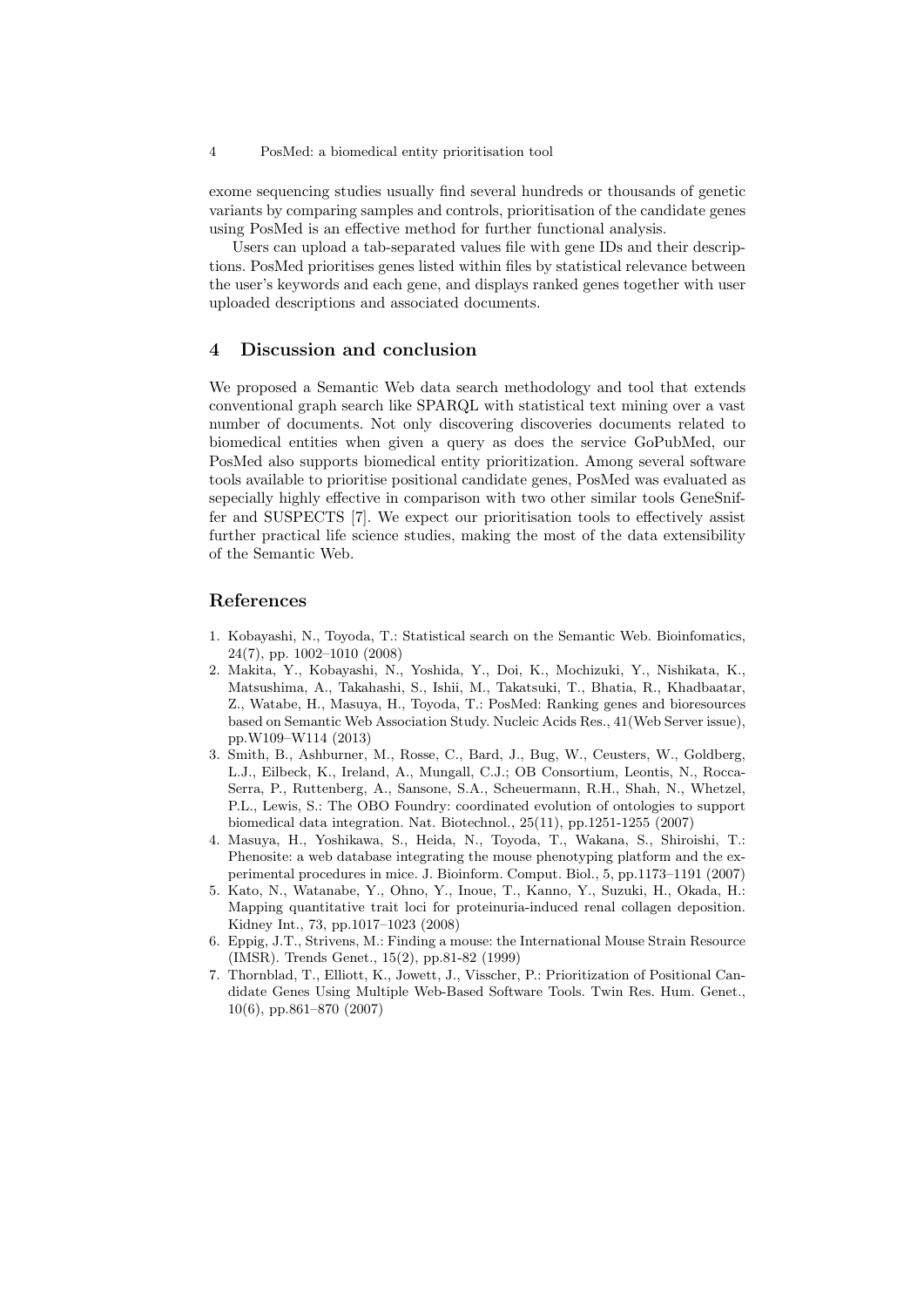exome sequencing studies usually find several hundreds or thousands of genetic variants by comparing samples and controls, prioritisation of the candidate genes using PosMed is an effective method for further functional analysis.

Users can upload a tab-separated values file with gene IDs and their descriptions. PosMed prioritises genes listed within files by statistical relevance between the user's keywords and each gene, and displays ranked genes together with user uploaded descriptions and associated documents.

## 4 Discussion and conclusion

We proposed a Semantic Web data search methodology and tool that extends conventional graph search like SPARQL with statistical text mining over a vast number of documents. Not only discovering discoveries documents related to biomedical entities when given a query as does the service GoPubMed, our PosMed also supports biomedical entity prioritization. Among several software tools available to prioritise positional candidate genes, PosMed was evaluated as sepecially highly effective in comparison with two other similar tools GeneSniffer and SUSPECTS [7]. We expect our prioritisation tools to effectively assist further practical life science studies, making the most of the data extensibility of the Semantic Web.

## References

1. Kobayashi, N., Toyoda, T.: Statistical search on the Semantic Web. Bioinfomatics, 24(7), pp. 1002–1010 (2008)
2. Makita, Y., Kobayashi, N., Yoshida, Y., Doi, K., Mochizuki, Y., Nishikata, K., Matsushima, A., Takahashi, S., Ishii, M., Takatsuki, T., Bhatia, R., Khadbaatar, Z., Watabe, H., Masuya, H., Toyoda, T.: PosMed: Ranking genes and bioresources based on Semantic Web Association Study. Nucleic Acids Res., 41(Web Server issue), pp.W109–W114 (2013)
3. Smith, B., Ashburner, M., Rosse, C., Bard, J., Bug, W., Ceusters, W., Goldberg, L.J., Eilbeck, K., Ireland, A., Mungall, C.J.; OB Consortium, Leontis, N., Rocca-Serra, P., Ruttenberg, A., Sansone, S.A., Scheuermann, R.H., Shah, N., Whetzel, P.L., Lewis, S.: The OBO Foundry: coordinated evolution of ontologies to support biomedical data integration. Nat. Biotechnol., 25(11), pp.1251-1255 (2007)
4. Masuya, H., Yoshikawa, S., Heida, N., Toyoda, T., Wakana, S., Shiroishi, T.: Phenosite: a web database integrating the mouse phenotyping platform and the experimental procedures in mice. J. Bioinform. Comput. Biol., 5, pp.1173–1191 (2007)
5. Kato, N., Watanabe, Y., Ohno, Y., Inoue, T., Kanno, Y., Suzuki, H., Okada, H.: Mapping quantitative trait loci for proteinuria-induced renal collagen deposition. Kidney Int., 73, pp.1017–1023 (2008)
6. Eppig, J.T., Strivens, M.: Finding a mouse: the International Mouse Strain Resource (IMSR). Trends Genet., 15(2), pp.81-82 (1999)
7. Thornblad, T., Elliott, K., Jowett, J., Visscher, P.: Prioritization of Positional Candidate Genes Using Multiple Web-Based Software Tools. Twin Res. Hum. Genet., 10(6), pp.861–870 (2007)